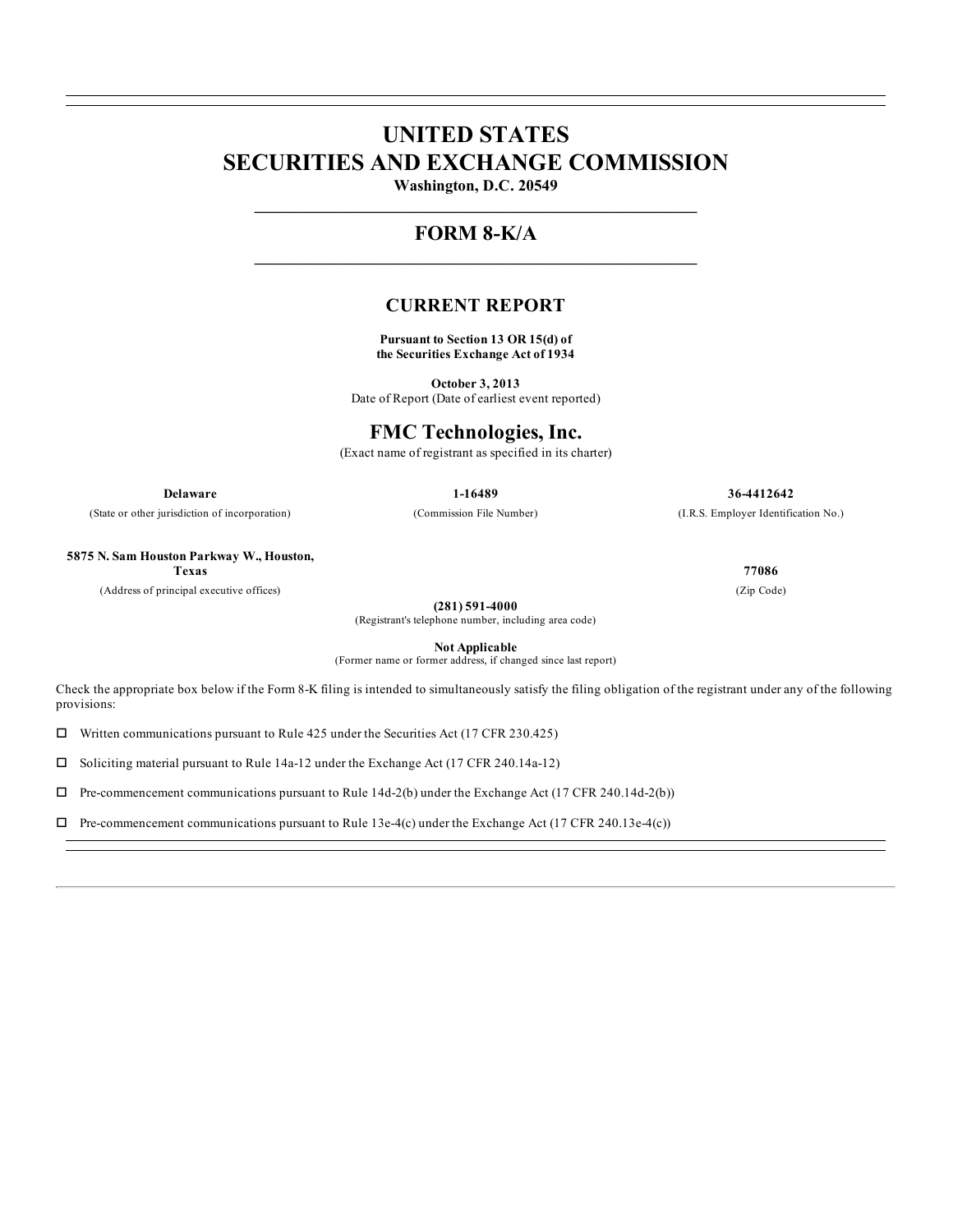# UNITED STATES
# SECURITIES AND EXCHANGE COMMISSION

**Washington, D.C. 20549**

---

## FORM 8-K/A

---

## CURRENT REPORT

**Pursuant to Section 13 OR 15(d) of the Securities Exchange Act of 1934**

**October 3, 2013**
Date of Report (Date of earliest event reported)

## FMC Technologies, Inc.

(Exact name of registrant as specified in its charter)

| **Delaware** | **1-16489** | **36-4412642** |
|---|---|---|
| (State or other jurisdiction of incorporation) | (Commission File Number) | (I.R.S. Employer Identification No.) |

| **5875 N. Sam Houston Parkway W., Houston, Texas** | **77086** |
|---|---|
| (Address of principal executive offices) | (Zip Code) |

**(281) 591-4000**
(Registrant's telephone number, including area code)

**Not Applicable**
(Former name or former address, if changed since last report)

Check the appropriate box below if the Form 8-K filing is intended to simultaneously satisfy the filing obligation of the registrant under any of the following provisions:

☐ Written communications pursuant to Rule 425 under the Securities Act (17 CFR 230.425)

☐ Soliciting material pursuant to Rule 14a-12 under the Exchange Act (17 CFR 240.14a-12)

☐ Pre-commencement communications pursuant to Rule 14d-2(b) under the Exchange Act (17 CFR 240.14d-2(b))

☐ Pre-commencement communications pursuant to Rule 13e-4(c) under the Exchange Act (17 CFR 240.13e-4(c))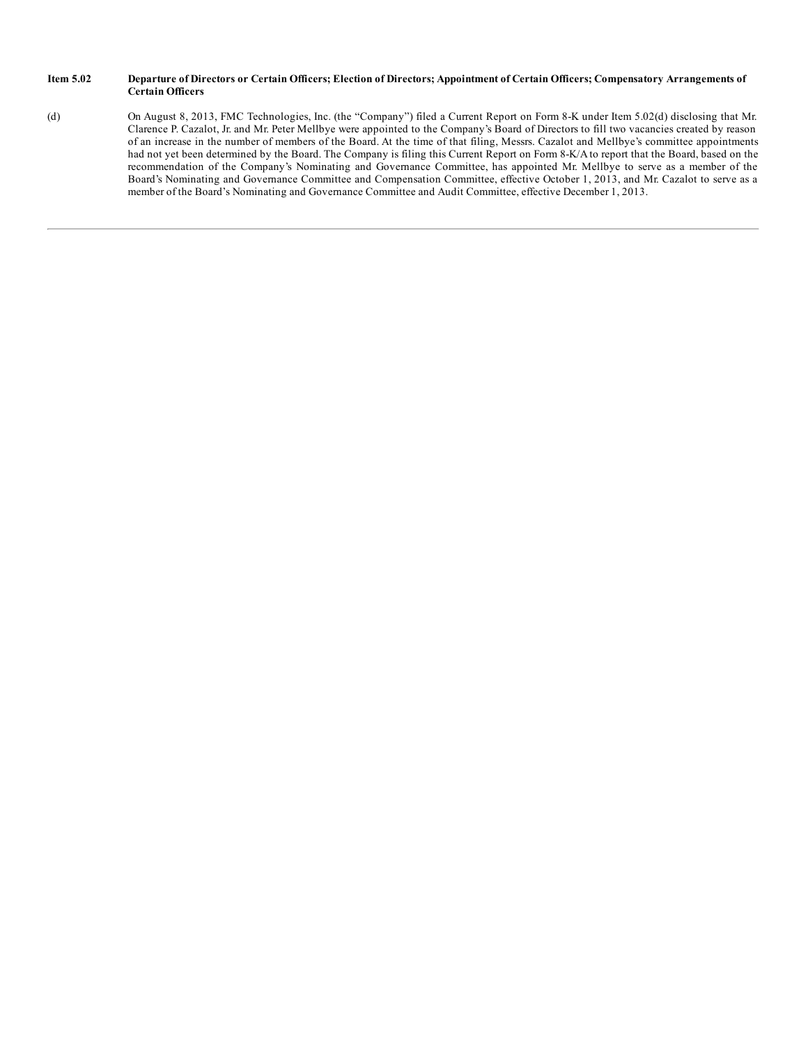**Item 5.02 Departure of Directors or Certain Officers; Election of Directors; Appointment of Certain Officers; Compensatory Arrangements of Certain Officers**

(d) On August 8, 2013, FMC Technologies, Inc. (the "Company") filed a Current Report on Form 8-K under Item 5.02(d) disclosing that Mr. Clarence P. Cazalot, Jr. and Mr. Peter Mellbye were appointed to the Company's Board of Directors to fill two vacancies created by reason of an increase in the number of members of the Board. At the time of that filing, Messrs. Cazalot and Mellbye's committee appointments had not yet been determined by the Board. The Company is filing this Current Report on Form 8-K/A to report that the Board, based on the recommendation of the Company's Nominating and Governance Committee, has appointed Mr. Mellbye to serve as a member of the Board's Nominating and Governance Committee and Compensation Committee, effective October 1, 2013, and Mr. Cazalot to serve as a member of the Board's Nominating and Governance Committee and Audit Committee, effective December 1, 2013.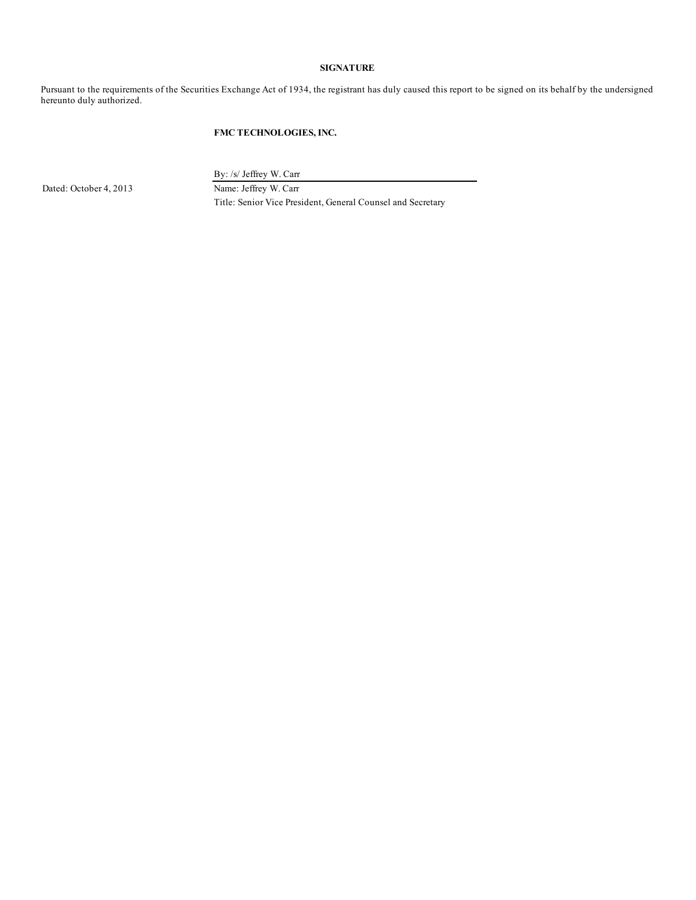**SIGNATURE**

Pursuant to the requirements of the Securities Exchange Act of 1934, the registrant has duly caused this report to be signed on its behalf by the undersigned hereunto duly authorized.

**FMC TECHNOLOGIES, INC.**

| | |
|---|---|
| | By: /s/ Jeffrey W. Carr |
| Dated: October 4, 2013 | Name: Jeffrey W. Carr |
| | Title: Senior Vice President, General Counsel and Secretary |